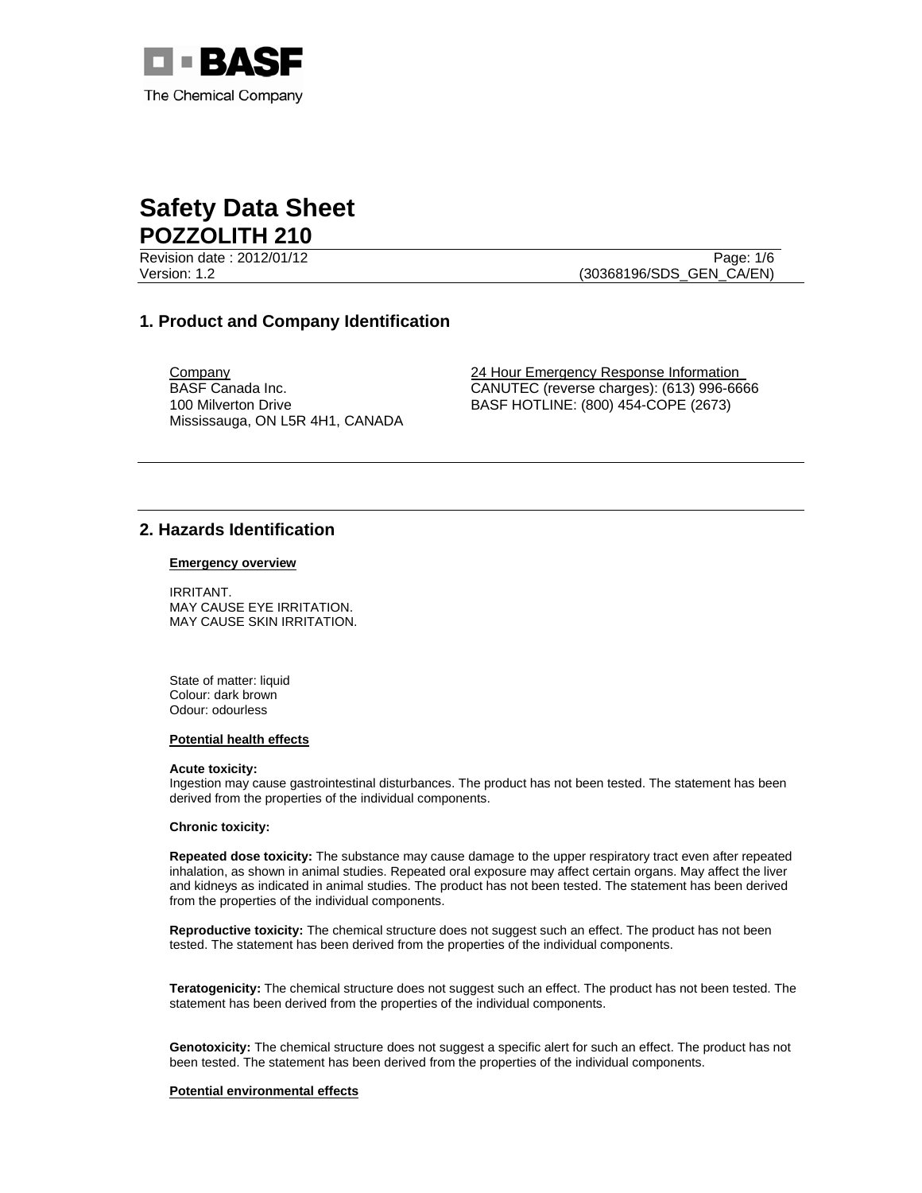BASF
The Chemical Company

# Safety Data Sheet
# POZZOLITH 210

Revision date : 2012/01/12
Version: 1.2
(30368196/SDS_GEN_CA/EN)

## 1. Product and Company Identification

Company
BASF Canada Inc.
100 Milverton Drive
Mississauga, ON L5R 4H1, CANADA

24 Hour Emergency Response Information
CANUTEC (reverse charges): (613) 996-6666
BASF HOTLINE: (800) 454-COPE (2673)

## 2. Hazards Identification

**Emergency overview**

IRRITANT.
MAY CAUSE EYE IRRITATION.
MAY CAUSE SKIN IRRITATION.

State of matter: liquid
Colour: dark brown
Odour: odourless

**Potential health effects**

**Acute toxicity:**
Ingestion may cause gastrointestinal disturbances. The product has not been tested. The statement has been derived from the properties of the individual components.

**Chronic toxicity:**

**Repeated dose toxicity:** The substance may cause damage to the upper respiratory tract even after repeated inhalation, as shown in animal studies. Repeated oral exposure may affect certain organs. May affect the liver and kidneys as indicated in animal studies. The product has not been tested. The statement has been derived from the properties of the individual components.

**Reproductive toxicity:** The chemical structure does not suggest such an effect. The product has not been tested. The statement has been derived from the properties of the individual components.

**Teratogenicity:** The chemical structure does not suggest such an effect. The product has not been tested. The statement has been derived from the properties of the individual components.

**Genotoxicity:** The chemical structure does not suggest a specific alert for such an effect. The product has not been tested. The statement has been derived from the properties of the individual components.

**Potential environmental effects**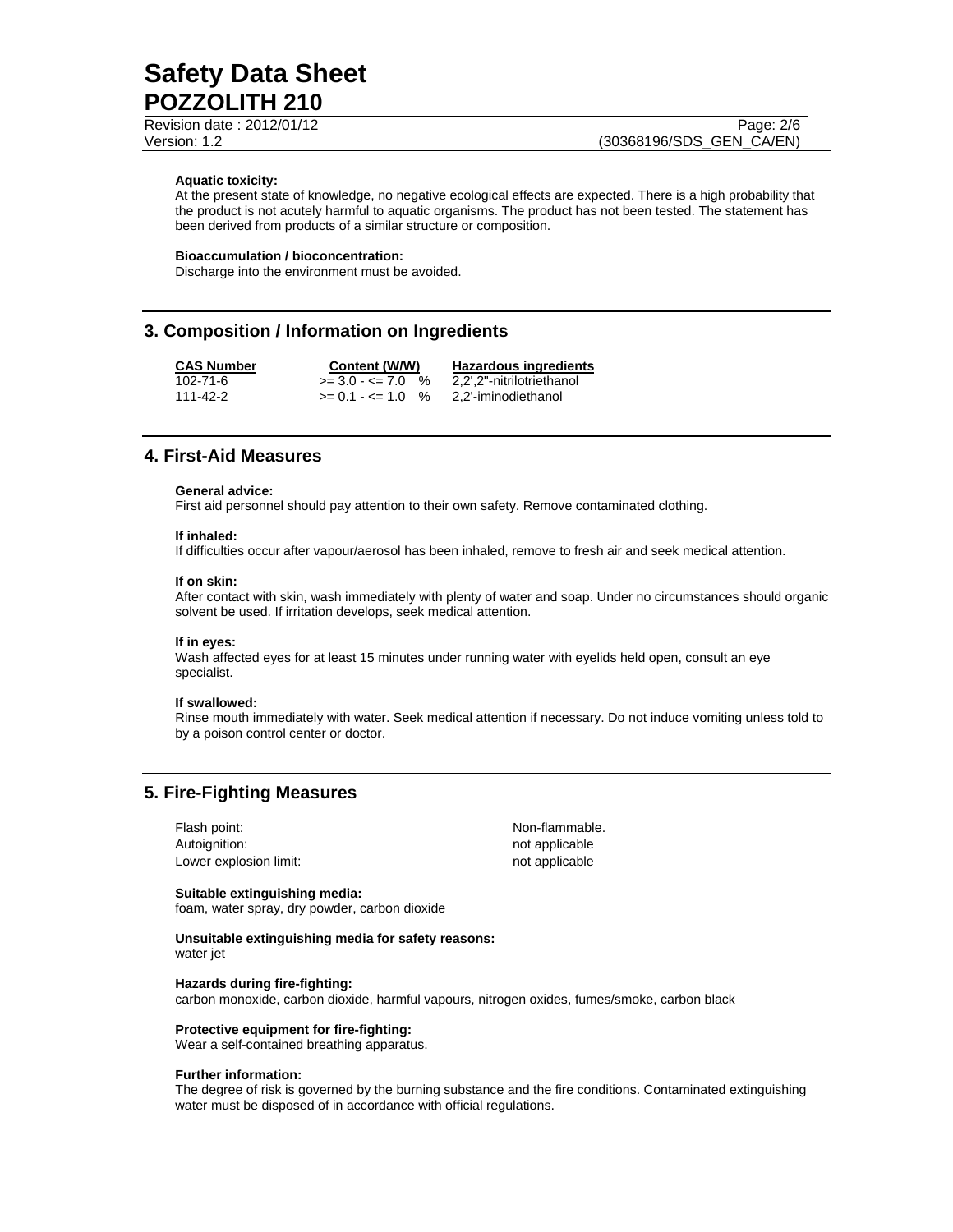**Aquatic toxicity:**
At the present state of knowledge, no negative ecological effects are expected. There is a high probability that the product is not acutely harmful to aquatic organisms. The product has not been tested. The statement has been derived from products of a similar structure or composition.

**Bioaccumulation / bioconcentration:**
Discharge into the environment must be avoided.

## 3. Composition / Information on Ingredients

| CAS Number | Content (W/W) | Hazardous ingredients |
|---|---|---|
| 102-71-6 | >= 3.0 - <= 7.0 % | 2,2',2''-nitrilotriethanol |
| 111-42-2 | >= 0.1 - <= 1.0 % | 2,2'-iminodiethanol |

## 4. First-Aid Measures

**General advice:**
First aid personnel should pay attention to their own safety. Remove contaminated clothing.

**If inhaled:**
If difficulties occur after vapour/aerosol has been inhaled, remove to fresh air and seek medical attention.

**If on skin:**
After contact with skin, wash immediately with plenty of water and soap. Under no circumstances should organic solvent be used. If irritation develops, seek medical attention.

**If in eyes:**
Wash affected eyes for at least 15 minutes under running water with eyelids held open, consult an eye specialist.

**If swallowed:**
Rinse mouth immediately with water. Seek medical attention if necessary. Do not induce vomiting unless told to by a poison control center or doctor.

## 5. Fire-Fighting Measures

| | |
|---|---|
| Flash point: | Non-flammable. |
| Autoignition: | not applicable |
| Lower explosion limit: | not applicable |

**Suitable extinguishing media:**
foam, water spray, dry powder, carbon dioxide

**Unsuitable extinguishing media for safety reasons:**
water jet

**Hazards during fire-fighting:**
carbon monoxide, carbon dioxide, harmful vapours, nitrogen oxides, fumes/smoke, carbon black

**Protective equipment for fire-fighting:**
Wear a self-contained breathing apparatus.

**Further information:**
The degree of risk is governed by the burning substance and the fire conditions. Contaminated extinguishing water must be disposed of in accordance with official regulations.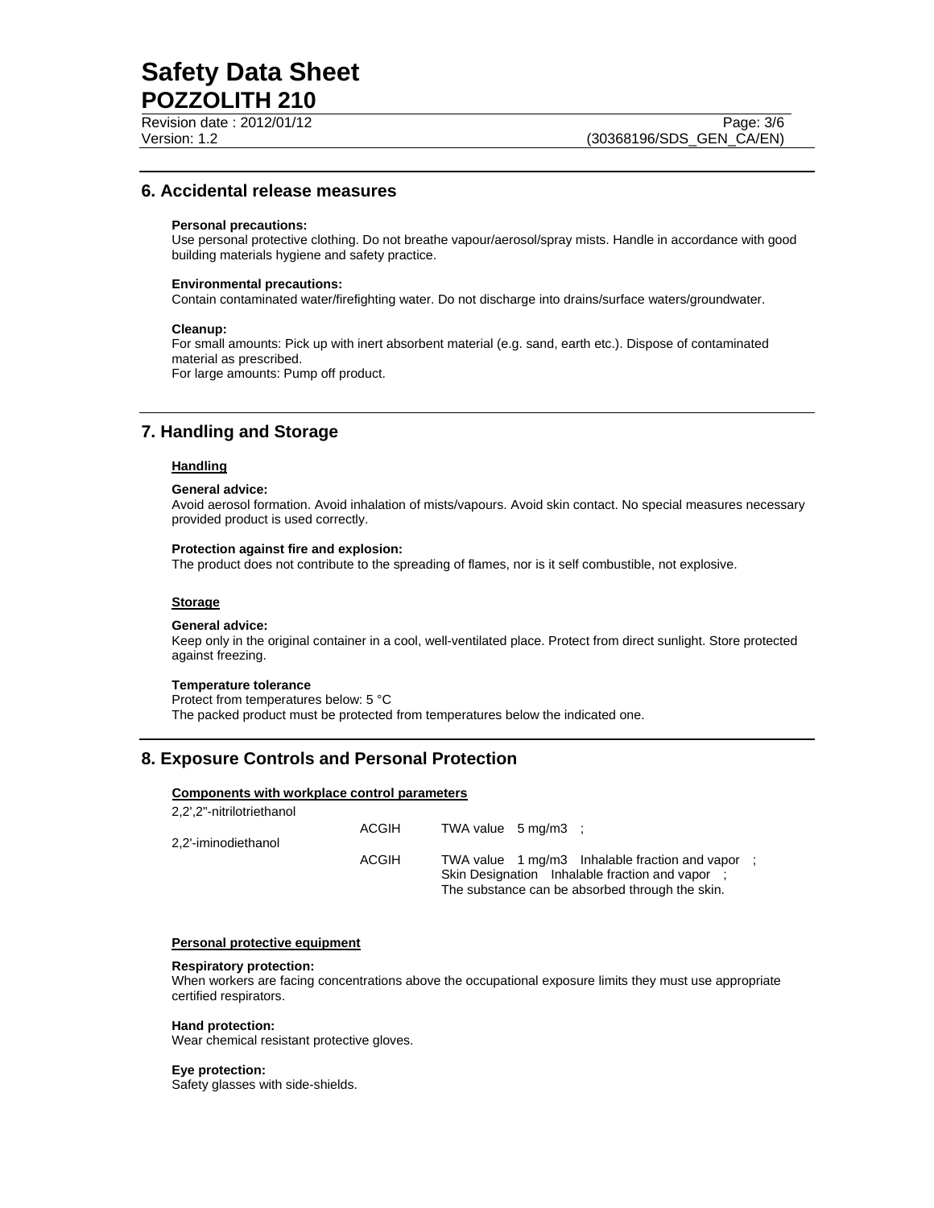## 6. Accidental release measures

**Personal precautions:**
Use personal protective clothing. Do not breathe vapour/aerosol/spray mists. Handle in accordance with good building materials hygiene and safety practice.

**Environmental precautions:**
Contain contaminated water/firefighting water. Do not discharge into drains/surface waters/groundwater.

**Cleanup:**
For small amounts: Pick up with inert absorbent material (e.g. sand, earth etc.). Dispose of contaminated material as prescribed.
For large amounts: Pump off product.

## 7. Handling and Storage

### Handling

**General advice:**
Avoid aerosol formation. Avoid inhalation of mists/vapours. Avoid skin contact. No special measures necessary provided product is used correctly.

**Protection against fire and explosion:**
The product does not contribute to the spreading of flames, nor is it self combustible, not explosive.

### Storage

**General advice:**
Keep only in the original container in a cool, well-ventilated place. Protect from direct sunlight. Store protected against freezing.

**Temperature tolerance**
Protect from temperatures below: 5 °C
The packed product must be protected from temperatures below the indicated one.

## 8. Exposure Controls and Personal Protection

### Components with workplace control parameters

| Component | Source | Parameters |
|---|---|---|
| 2,2',2''-nitrilotriethanol | ACGIH | TWA value 5 mg/m3 ; |
| 2,2'-iminodiethanol | ACGIH | TWA value 1 mg/m3 Inhalable fraction and vapor ; Skin Designation Inhalable fraction and vapor ; The substance can be absorbed through the skin. |

### Personal protective equipment

**Respiratory protection:**
When workers are facing concentrations above the occupational exposure limits they must use appropriate certified respirators.

**Hand protection:**
Wear chemical resistant protective gloves.

**Eye protection:**
Safety glasses with side-shields.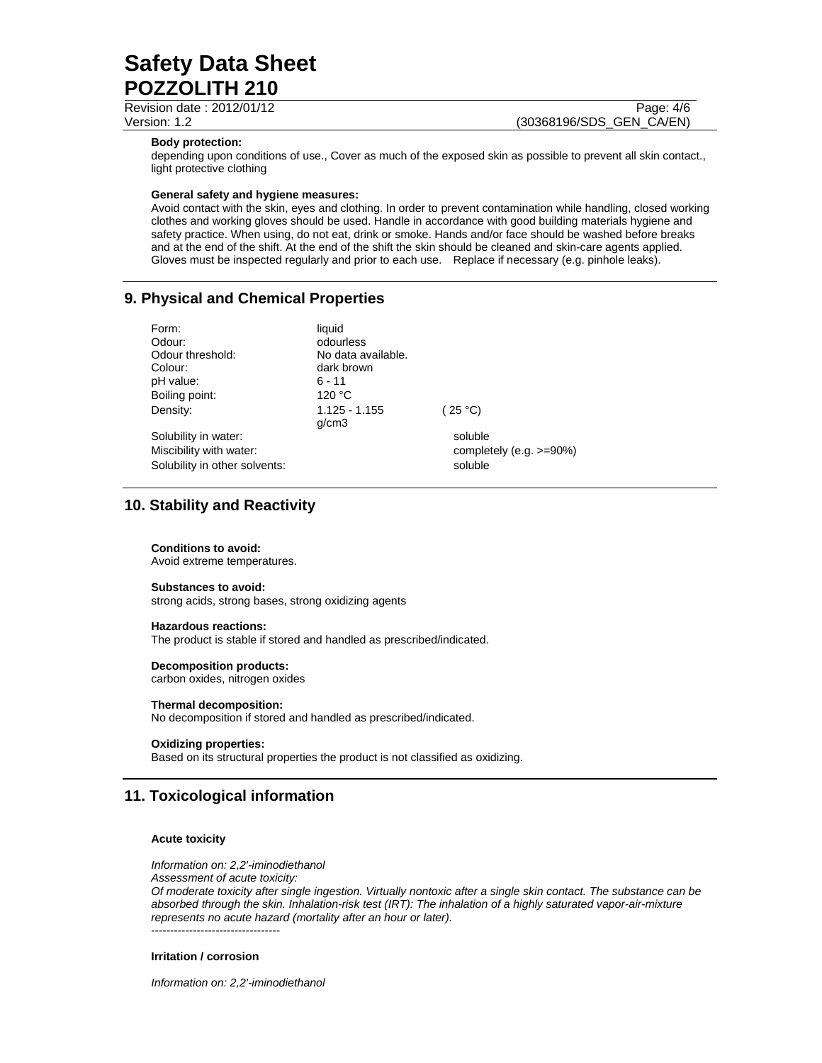**Body protection:**

depending upon conditions of use., Cover as much of the exposed skin as possible to prevent all skin contact., light protective clothing

**General safety and hygiene measures:**

Avoid contact with the skin, eyes and clothing. In order to prevent contamination while handling, closed working clothes and working gloves should be used. Handle in accordance with good building materials hygiene and safety practice. When using, do not eat, drink or smoke. Hands and/or face should be washed before breaks and at the end of the shift. At the end of the shift the skin should be cleaned and skin-care agents applied. Gloves must be inspected regularly and prior to each use. Replace if necessary (e.g. pinhole leaks).

## 9. Physical and Chemical Properties

| | | |
|---|---|---|
| Form: | liquid | |
| Odour: | odourless | |
| Odour threshold: | No data available. | |
| Colour: | dark brown | |
| pH value: | 6 - 11 | |
| Boiling point: | 120 °C | |
| Density: | 1.125 - 1.155 g/cm3 | ( 25 °C) |
| Solubility in water: | | soluble |
| Miscibility with water: | | completely (e.g. >=90%) |
| Solubility in other solvents: | | soluble |

## 10. Stability and Reactivity

**Conditions to avoid:**
Avoid extreme temperatures.

**Substances to avoid:**
strong acids, strong bases, strong oxidizing agents

**Hazardous reactions:**
The product is stable if stored and handled as prescribed/indicated.

**Decomposition products:**
carbon oxides, nitrogen oxides

**Thermal decomposition:**
No decomposition if stored and handled as prescribed/indicated.

**Oxidizing properties:**
Based on its structural properties the product is not classified as oxidizing.

## 11. Toxicological information

**Acute toxicity**

*Information on: 2,2'-iminodiethanol*
*Assessment of acute toxicity:*
*Of moderate toxicity after single ingestion. Virtually nontoxic after a single skin contact. The substance can be absorbed through the skin. Inhalation-risk test (IRT): The inhalation of a highly saturated vapor-air-mixture represents no acute hazard (mortality after an hour or later).*
----------------------------------

**Irritation / corrosion**

*Information on: 2,2'-iminodiethanol*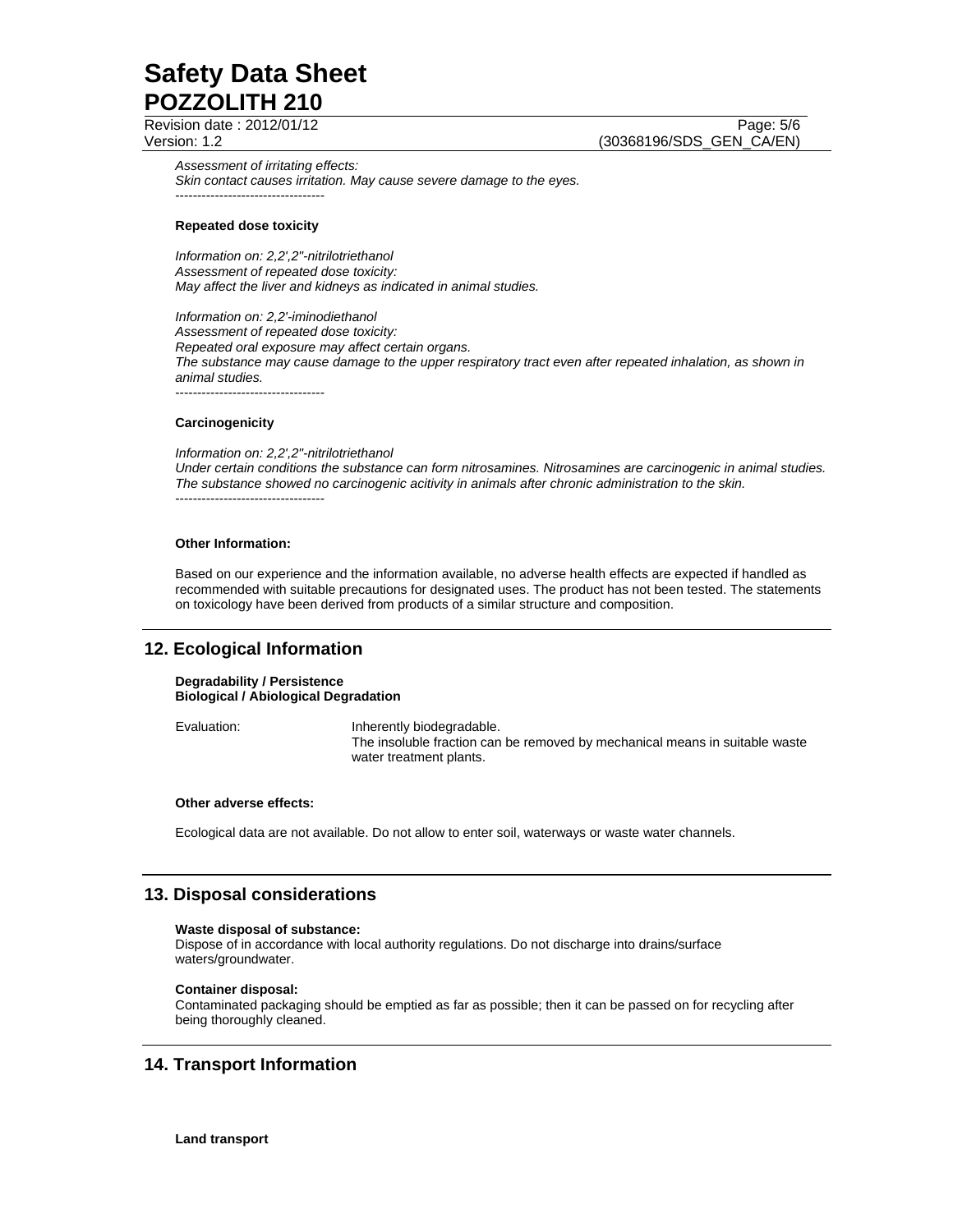*Assessment of irritating effects:*
*Skin contact causes irritation. May cause severe damage to the eyes.*
----------------------------------

**Repeated dose toxicity**

*Information on: 2,2',2''-nitrilotriethanol*
*Assessment of repeated dose toxicity:*
*May affect the liver and kidneys as indicated in animal studies.*

*Information on: 2,2'-iminodiethanol*
*Assessment of repeated dose toxicity:*
*Repeated oral exposure may affect certain organs.*
*The substance may cause damage to the upper respiratory tract even after repeated inhalation, as shown in animal studies.*
----------------------------------

**Carcinogenicity**

*Information on: 2,2',2''-nitrilotriethanol*
*Under certain conditions the substance can form nitrosamines. Nitrosamines are carcinogenic in animal studies.*
*The substance showed no carcinogenic acitivity in animals after chronic administration to the skin.*
----------------------------------

**Other Information:**

Based on our experience and the information available, no adverse health effects are expected if handled as recommended with suitable precautions for designated uses. The product has not been tested. The statements on toxicology have been derived from products of a similar structure and composition.

## 12. Ecological Information

**Degradability / Persistence**
**Biological / Abiological Degradation**

Evaluation: Inherently biodegradable.
The insoluble fraction can be removed by mechanical means in suitable waste water treatment plants.

**Other adverse effects:**

Ecological data are not available. Do not allow to enter soil, waterways or waste water channels.

## 13. Disposal considerations

**Waste disposal of substance:**
Dispose of in accordance with local authority regulations. Do not discharge into drains/surface waters/groundwater.

**Container disposal:**
Contaminated packaging should be emptied as far as possible; then it can be passed on for recycling after being thoroughly cleaned.

## 14. Transport Information

**Land transport**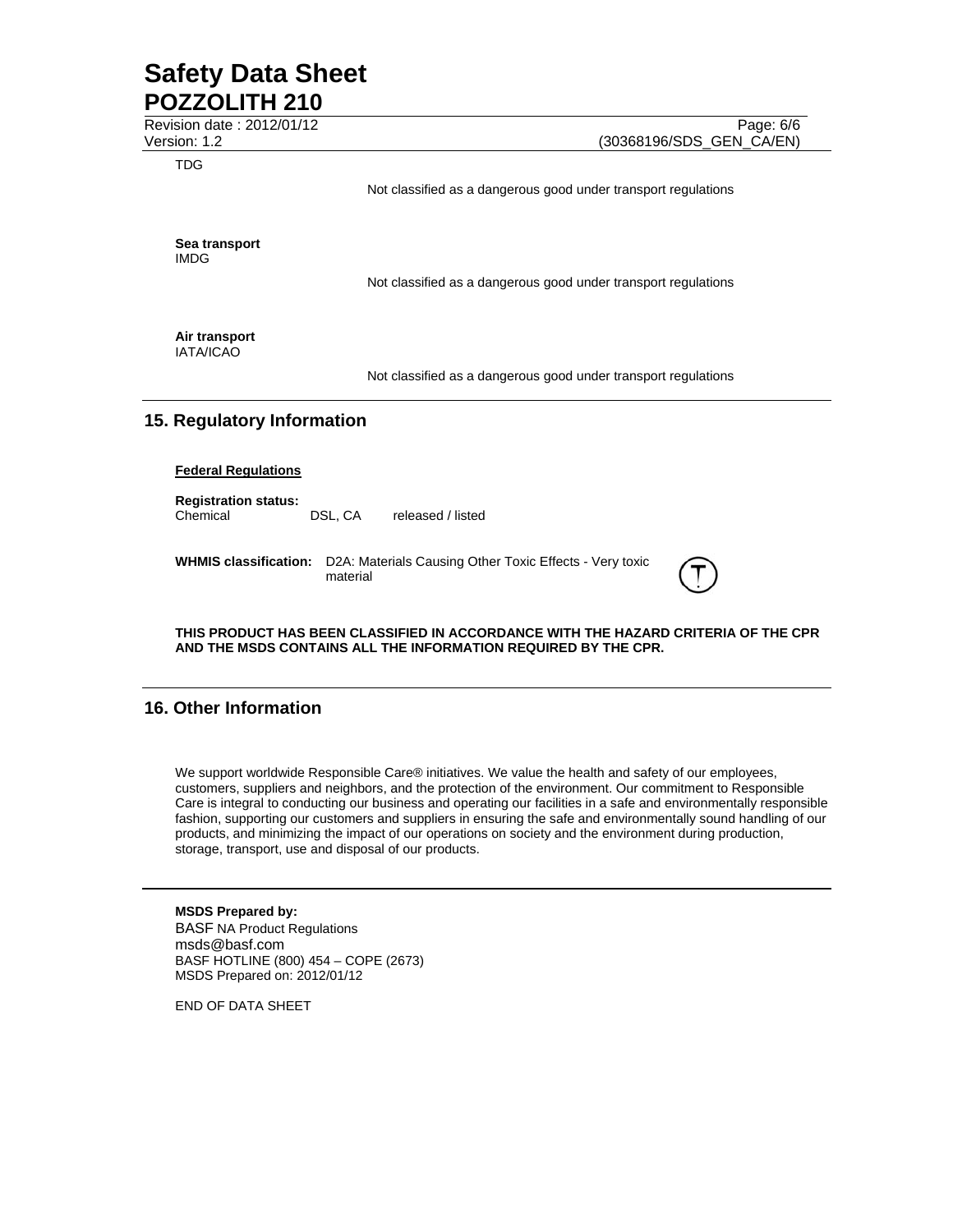TDG

Not classified as a dangerous good under transport regulations

**Sea transport**
IMDG

Not classified as a dangerous good under transport regulations

**Air transport**
IATA/ICAO

Not classified as a dangerous good under transport regulations

## 15. Regulatory Information

**Federal Regulations**

**Registration status:**

| | | |
|---|---|---|
| Chemical | DSL, CA | released / listed |

**WHMIS classification:** D2A: Materials Causing Other Toxic Effects - Very toxic material

**THIS PRODUCT HAS BEEN CLASSIFIED IN ACCORDANCE WITH THE HAZARD CRITERIA OF THE CPR AND THE MSDS CONTAINS ALL THE INFORMATION REQUIRED BY THE CPR.**

## 16. Other Information

We support worldwide Responsible Care® initiatives. We value the health and safety of our employees, customers, suppliers and neighbors, and the protection of the environment. Our commitment to Responsible Care is integral to conducting our business and operating our facilities in a safe and environmentally responsible fashion, supporting our customers and suppliers in ensuring the safe and environmentally sound handling of our products, and minimizing the impact of our operations on society and the environment during production, storage, transport, use and disposal of our products.

**MSDS Prepared by:**
BASF NA Product Regulations
msds@basf.com
BASF HOTLINE (800) 454 – COPE (2673)
MSDS Prepared on: 2012/01/12

END OF DATA SHEET